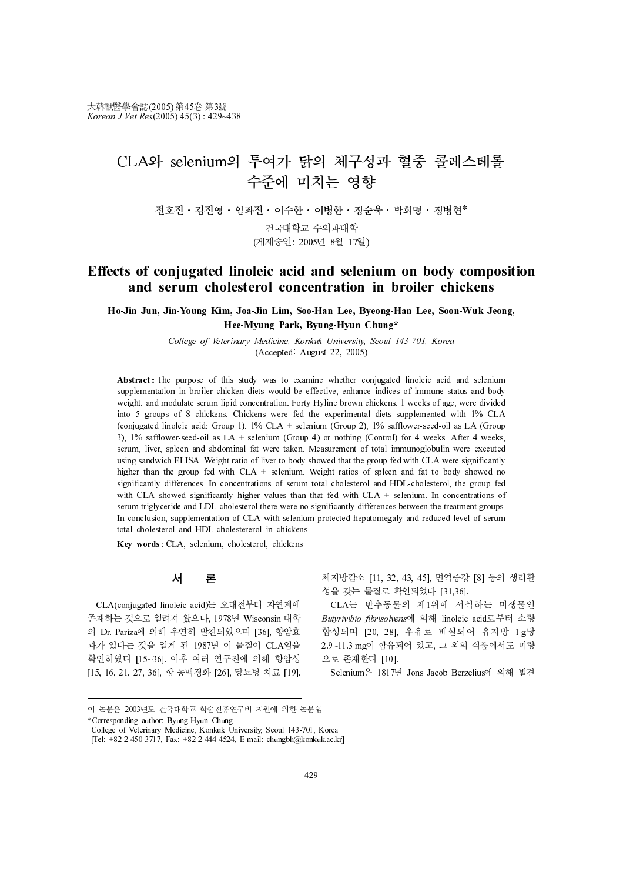# CLA와 selenium의 투여가 닭의 체구성과 혈중 콜레스테롤 수준에 미치는 영향

**전호진 · 김진영 · 임좌진 · 이수한 · 이병한 · 정순욱 · 박희명 · 정병현***

건국대학교 수의과대학

(게재승인: 2005년 8월 17일)

# Effects of conjugated linoleic acid and selenium on body composition and serum cholesterol concentration in broiler chickens

**Ho-Jin Jun, Jin-Young Kim, Joa-Jin Lim, Soo-Han Lee, Byeong-Han Lee, Soon-Wuk Jeong, Hee-Myung Park, Byung-Hyun Chung***

*College of Veterinary Medicine, Konkuk University, Seoul 143-701, Korea*

(Accepted: August 22, 2005)

**Abstract :** The purpose of this study was to examine whether conjugated linoleic acid and selenium supplementation in broiler chicken diets would be effective, enhance indices of immune status and body weight, and modulate serum lipid concentration. Forty Hyline brown chickens, 1 weeks of age, were divided into 5 groups of 8 chickens. Chickens were fed the experimental diets supplemented with 1% CLA (conjugated linoleic acid; Group 1), 1% CLA + selenium (Group 2), 1% safflower-seed-oil as LA (Group 3), 1% safflower-seed-oil as LA + selenium (Group 4) or nothing (Control) for 4 weeks. After 4 weeks, serum, liver, spleen and abdominal fat were taken. Measurement of total immunoglobulin were executed using sandwich ELISA. Weight ratio of liver to body showed that the group fed with CLA were significantly higher than the group fed with CLA + selenium. Weight ratios of spleen and fat to body showed no significantly differences. In concentrations of serum total cholesterol and HDL-cholesterol, the group fed with CLA showed significantly higher values than that fed with CLA + selenium. In concentrations of serum triglyceride and LDL-cholesterol there were no significantly differences between the treatment groups. In conclusion, supplementation of CLA with selenium protected hepatomegaly and reduced level of serum total cholesterol and HDL-cholestererol in chickens.

**Key words :** CLA, selenium, cholesterol, chickens

## 서 론

CLA(conjugated linoleic acid)는 오래전부터 자연계에 존재하는 것으로 알려져 왔으나, 1978년 Wisconsin 대학의 Dr. Pariza에 의해 우연히 발견되었으며 [36], 항암효과가 있다는 것을 알게 된 1987년 이 물질이 CLA임을 확인하였다 [15~36]. 이후 여러 연구진에 의해 항암성 [15, 16, 21, 27, 36], 항 동맥경화 [26], 당뇨병 치료 [19], 체지방감소 [11, 32, 43, 45], 면역증강 [8] 등의 생리활성을 갖는 물질로 확인되었다 [31,36].

CLA는 반추동물의 제1위에 서식하는 미생물인 *Butyrivibio fibrisolvens*에 의해 linoleic acid로부터 소량 합성되며 [20, 28], 우유로 배설되어 유지방 1 g당 2.9~11.3 mg이 함유되어 있고, 그 외의 식품에서도 미량으로 존재한다 [10].

Selenium은 1817년 Jons Jacob Berzelius에 의해 발견

---

이 논문은 2003년도 건국대학교 학술진흥연구비 지원에 의한 논문임

*Corresponding author: Byung-Hyun Chung
College of Veterinary Medicine, Konkuk University, Seoul 143-701, Korea
[Tel: +82-2-450-3717, Fax: +82-2-444-4524, E-mail: chungbh@konkuk.ac.kr]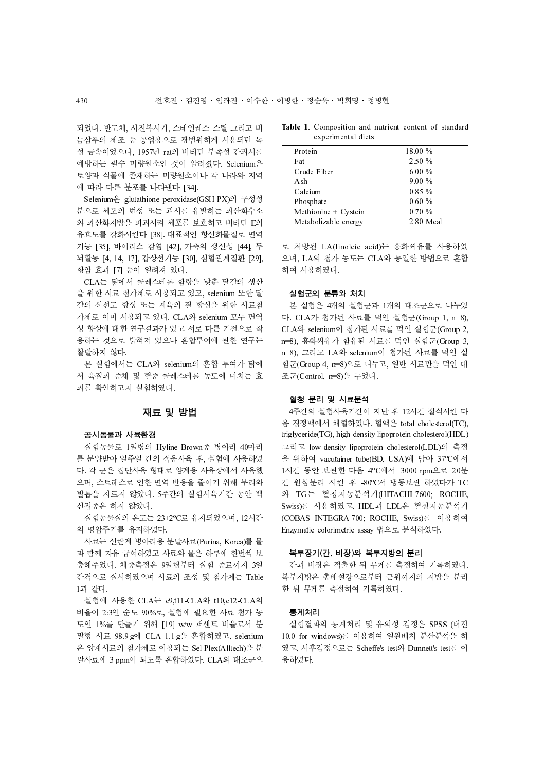되었다. 반도체, 사진복사기, 스테인레스 스틸 그리고 비듬샴푸의 제조 등 공업용으로 광범위하게 사용되던 독성 금속이었으나, 1957년 rat의 비타민 부족성 간괴사를 예방하는 필수 미량원소인 것이 알려졌다. Selenium은 토양과 식물에 존재하는 미량원소이나 각 나라와 지역에 따라 다른 분포를 나타낸다 [34].

Selenium은 glutathione peroxidase(GSH-PX)의 구성성분으로 세포의 변성 또는 괴사를 유발하는 과산화수소와 과산화지방을 파괴시켜 세포를 보호하고 비타민 E의 유효도를 강화시킨다 [38]. 대표적인 항산화물질로 면역기능 [35], 바이러스 감염 [42], 가축의 생산성 [44], 두뇌활동 [4, 14, 17], 갑상선기능 [30], 심혈관계질환 [29], 항암 효과 [7] 등이 알려져 있다.

CLA는 닭에서 콜레스테롤 함량을 낮춘 달걀의 생산을 위한 사료 첨가제로 사용되고 있고, selenium 또한 달걀의 신선도 향상 또는 계육의 질 향상을 위한 사료첨가제로 이미 사용되고 있다. CLA와 selenium 모두 면역성 향상에 대한 연구결과가 있고 서로 다른 기전으로 작용하는 것으로 밝혀져 있으나 혼합투여에 관한 연구는 활발하지 않다.

본 실험에서는 CLA와 selenium의 혼합 투여가 닭에서 육질과 증체 및 혈중 콜레스테롤 농도에 미치는 효과를 확인하고자 실험하였다.

## 재료 및 방법

### 공시동물과 사육환경

실험동물로 1일령의 Hyline Brown종 병아리 40마리를 분양받아 일주일 간의 적응사육 후, 실험에 사용하였다. 각 군은 집단사육 형태로 양계용 사육장에서 사육했으며, 스트레스로 인한 면역 반응을 줄이기 위해 부리와 발톱을 자르지 않았다. 5주간의 실험사육기간 동안 백신접종은 하지 않았다.

실험동물실의 온도는 23±2°C로 유지되었으며, 12시간의 명암주기를 유지하였다.

사료는 산란계 병아리용 분말사료(Purina, Korea)를 물과 함께 자유 급여하였고 사료와 물은 하루에 한번씩 보충해주었다. 체중측정은 9일령부터 실험 종료까지 3일 간격으로 실시하였으며 사료의 조성 및 첨가제는 Table 1과 같다.

실험에 사용한 CLA는 c9,t11-CLA와 t10,c12-CLA의 비율이 2:3인 순도 90%로, 실험에 필요한 사료 첨가 농도인 1%를 만들기 위해 [19] w/w 퍼센트 비율로서 분말형 사료 98.9 g에 CLA 1.1 g을 혼합하였고, selenium은 양계사료의 첨가제로 이용되는 Sel-Plex(Alltech)을 분말사료에 3 ppm이 되도록 혼합하였다. CLA의 대조군으로 처방된 LA(linoleic acid)는 홍화씨유를 사용하였으며, LA의 첨가 농도는 CLA와 동일한 방법으로 혼합하여 사용하였다.

**Table 1**. Composition and nutrient content of standard experimental diets

| | |
|---|---|
| Protein | 18.00 % |
| Fat | 2.50 % |
| Crude Fiber | 6.00 % |
| Ash | 9.00 % |
| Calcium | 0.85 % |
| Phosphate | 0.60 % |
| Methionine + Cystein | 0.70 % |
| Metabolizable energy | 2.80 Mcal |

### 실험군의 분류와 처치

본 실험은 4개의 실험군과 1개의 대조군으로 나누었다. CLA가 첨가된 사료를 먹인 실험군(Group 1, n=8), CLA와 selenium이 첨가된 사료를 먹인 실험군(Group 2, n=8), 홍화씨유가 함유된 사료를 먹인 실험군(Group 3, n=8), 그리고 LA와 selenium이 첨가된 사료를 먹인 실험군(Group 4, n=8)으로 나누고, 일반 사료만을 먹인 대조군(Control, n=8)을 두었다.

### 혈청 분리 및 시료분석

4주간의 실험사육기간이 지난 후 12시간 절식시킨 다음 경정맥에서 채혈하였다. 혈액은 total cholesterol(TC), triglyceride(TG), high-density lipoprotein cholesterol(HDL) 그리고 low-density lipoprotein cholesterol(LDL)의 측정을 위하여 vacutainer tube(BD, USA)에 담아 37°C에서 1시간 동안 보관한 다음 4°C에서 3000 rpm으로 20분간 원심분리 시킨 후 -80°C서 냉동보관 하였다가 TC와 TG는 혈청자동분석기(HITACHI-7600; ROCHE, Swiss)를 사용하였고, HDL과 LDL은 혈청자동분석기(COBAS INTEGRA-700; ROCHE, Swiss)를 이용하여 Enzymatic colorimetric assay 법으로 분석하였다.

### 복부장기(간, 비장)와 복부지방의 분리

간과 비장은 적출한 뒤 무게를 측정하여 기록하였다. 복부지방은 총배설강으로부터 근위까지의 지방을 분리한 뒤 무게를 측정하여 기록하였다.

### 통계처리

실험결과의 통계처리 및 유의성 검정은 SPSS (버전 10.0 for windows)를 이용하여 일원배치 분산분석을 하였고, 사후검정으로는 Scheffe's test와 Dunnett's test를 이용하였다.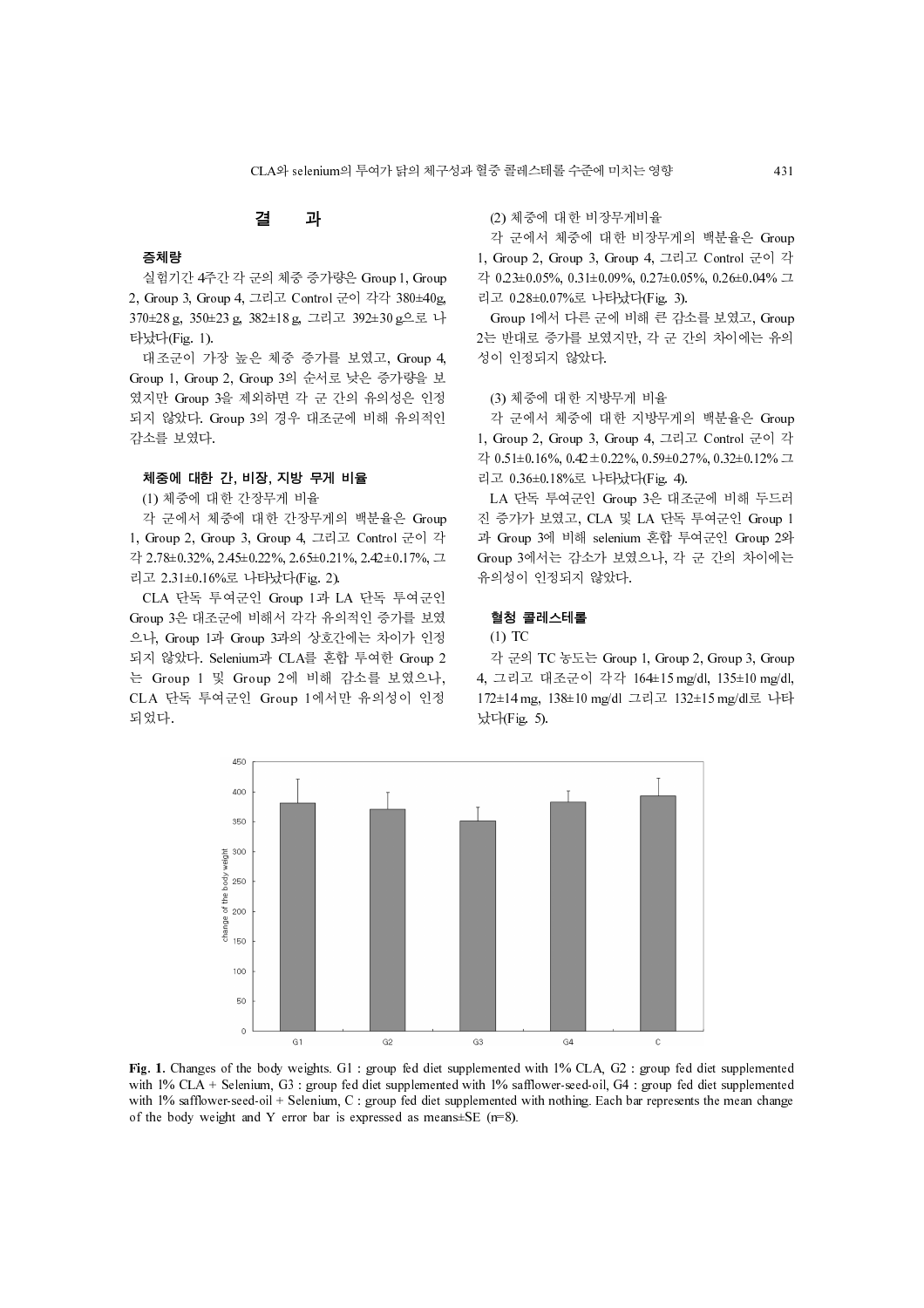## 결　　과

### 증체량

실험기간 4주간 각 군의 체중 증가량은 Group 1, Group 2, Group 3, Group 4, 그리고 Control 군이 각각 380±40g, 370±28 g, 350±23 g, 382±18 g, 그리고 392±30 g으로 나타났다(Fig. 1).

대조군이 가장 높은 체중 증가를 보였고, Group 4, Group 1, Group 2, Group 3의 순서로 낮은 증가량을 보였지만 Group 3을 제외하면 각 군 간의 유의성은 인정되지 않았다. Group 3의 경우 대조군에 비해 유의적인 감소를 보였다.

### 체중에 대한 간, 비장, 지방 무게 비율

(1) 체중에 대한 간장무게 비율

각 군에서 체중에 대한 간장무게의 백분율은 Group 1, Group 2, Group 3, Group 4, 그리고 Control 군이 각각 2.78±0.32%, 2.45±0.22%, 2.65±0.21%, 2.42±0.17%, 그리고 2.31±0.16%로 나타났다(Fig. 2).

CLA 단독 투여군인 Group 1과 LA 단독 투여군인 Group 3은 대조군에 비해서 각각 유의적인 증가를 보였으나, Group 1과 Group 3과의 상호간에는 차이가 인정되지 않았다. Selenium과 CLA를 혼합 투여한 Group 2는 Group 1 및 Group 2에 비해 감소를 보였으나, CLA 단독 투여군인 Group 1에서만 유의성이 인정되었다.

(2) 체중에 대한 비장무게비율

각 군에서 체중에 대한 비장무게의 백분율은 Group 1, Group 2, Group 3, Group 4, 그리고 Control 군이 각각 0.23±0.05%, 0.31±0.09%, 0.27±0.05%, 0.26±0.04% 그리고 0.28±0.07%로 나타났다(Fig. 3).

Group 1에서 다른 군에 비해 큰 감소를 보였고, Group 2는 반대로 증가를 보였지만, 각 군 간의 차이에는 유의성이 인정되지 않았다.

(3) 체중에 대한 지방무게 비율

각 군에서 체중에 대한 지방무게의 백분율은 Group 1, Group 2, Group 3, Group 4, 그리고 Control 군이 각각 0.51±0.16%, 0.42±0.22%, 0.59±0.27%, 0.32±0.12% 그리고 0.36±0.18%로 나타났다(Fig. 4).

LA 단독 투여군인 Group 3은 대조군에 비해 두드러진 증가가 보였고, CLA 및 LA 단독 투여군인 Group 1과 Group 3에 비해 selenium 혼합 투여군인 Group 2와 Group 3에서는 감소가 보였으나, 각 군 간의 차이에는 유의성이 인정되지 않았다.

### 혈청 콜레스테롤

(1) TC

각 군의 TC 농도는 Group 1, Group 2, Group 3, Group 4, 그리고 대조군이 각각 164±15 mg/dl, 135±10 mg/dl, 172±14 mg, 138±10 mg/dl 그리고 132±15 mg/dl로 나타났다(Fig. 5).

**Fig. 1**. Changes of the body weights. G1 : group fed diet supplemented with 1% CLA, G2 : group fed diet supplemented with 1% CLA + Selenium, G3 : group fed diet supplemented with 1% safflower-seed-oil, G4 : group fed diet supplemented with 1% safflower-seed-oil + Selenium, C : group fed diet supplemented with nothing. Each bar represents the mean change of the body weight and Y error bar is expressed as means±SE (n=8).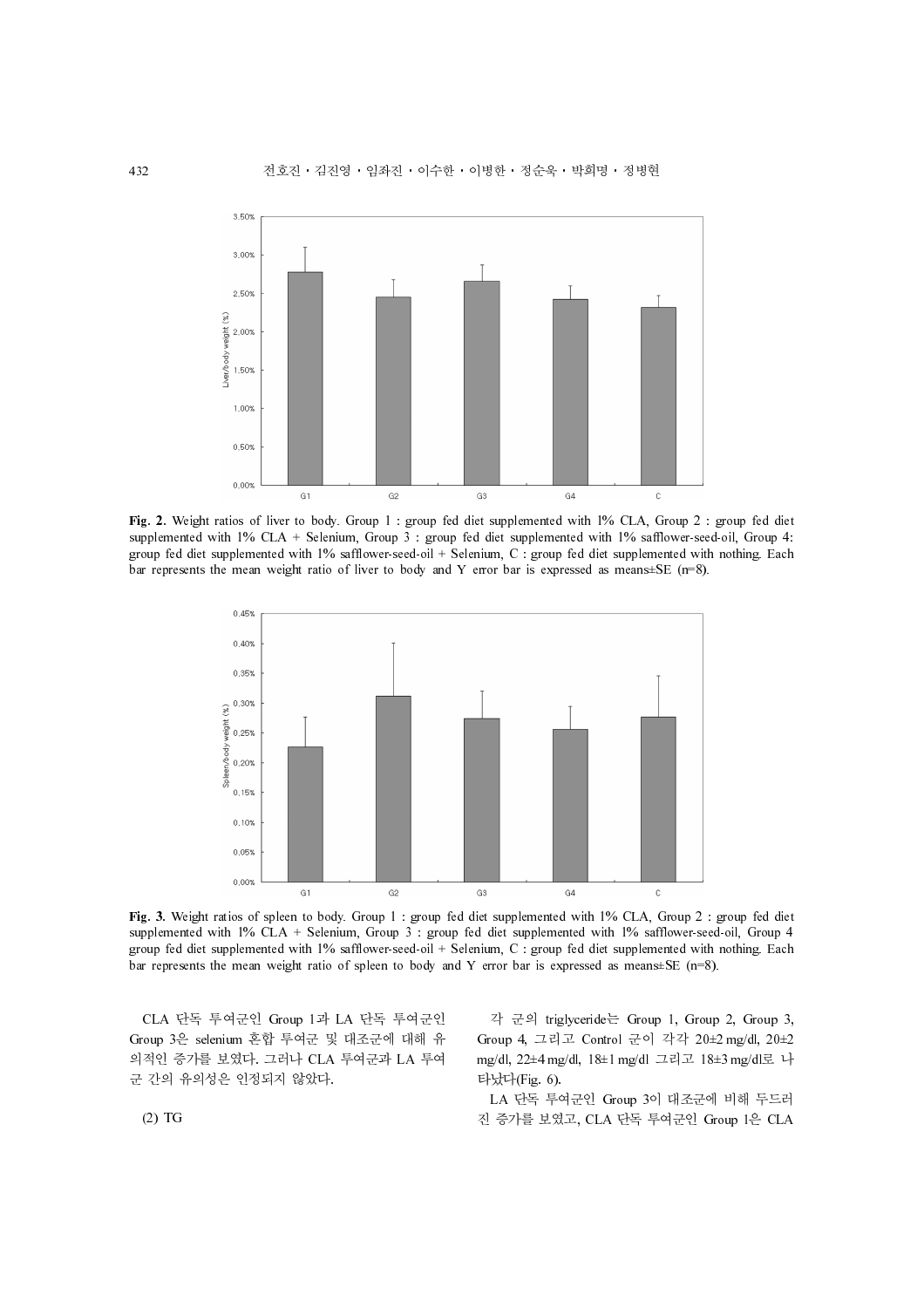Fig. 2. Weight ratios of liver to body. Group 1 : group fed diet supplemented with 1% CLA, Group 2 : group fed diet supplemented with 1% CLA + Selenium, Group 3 : group fed diet supplemented with 1% safflower-seed-oil, Group 4: group fed diet supplemented with 1% safflower-seed-oil + Selenium, C : group fed diet supplemented with nothing. Each bar represents the mean weight ratio of liver to body and Y error bar is expressed as means±SE (n=8).

Fig. 3. Weight ratios of spleen to body. Group 1 : group fed diet supplemented with 1% CLA, Group 2 : group fed diet supplemented with 1% CLA + Selenium, Group 3 : group fed diet supplemented with 1% safflower-seed-oil, Group 4 group fed diet supplemented with 1% safflower-seed-oil + Selenium, C : group fed diet supplemented with nothing. Each bar represents the mean weight ratio of spleen to body and Y error bar is expressed as means±SE (n=8).

CLA 단독 투여군인 Group 1과 LA 단독 투여군인 Group 3은 selenium 혼합 투여군 및 대조군에 대해 유의적인 증가를 보였다. 그러나 CLA 투여군과 LA 투여군 간의 유의성은 인정되지 않았다.

(2) TG

각 군의 triglyceride는 Group 1, Group 2, Group 3, Group 4, 그리고 Control 군이 각각 20±2 mg/dl, 20±2 mg/dl, 22±4 mg/dl, 18±1 mg/dl 그리고 18±3 mg/dl로 나타났다(Fig. 6).

LA 단독 투여군인 Group 3이 대조군에 비해 두드러진 증가를 보였고, CLA 단독 투여군인 Group 1은 CLA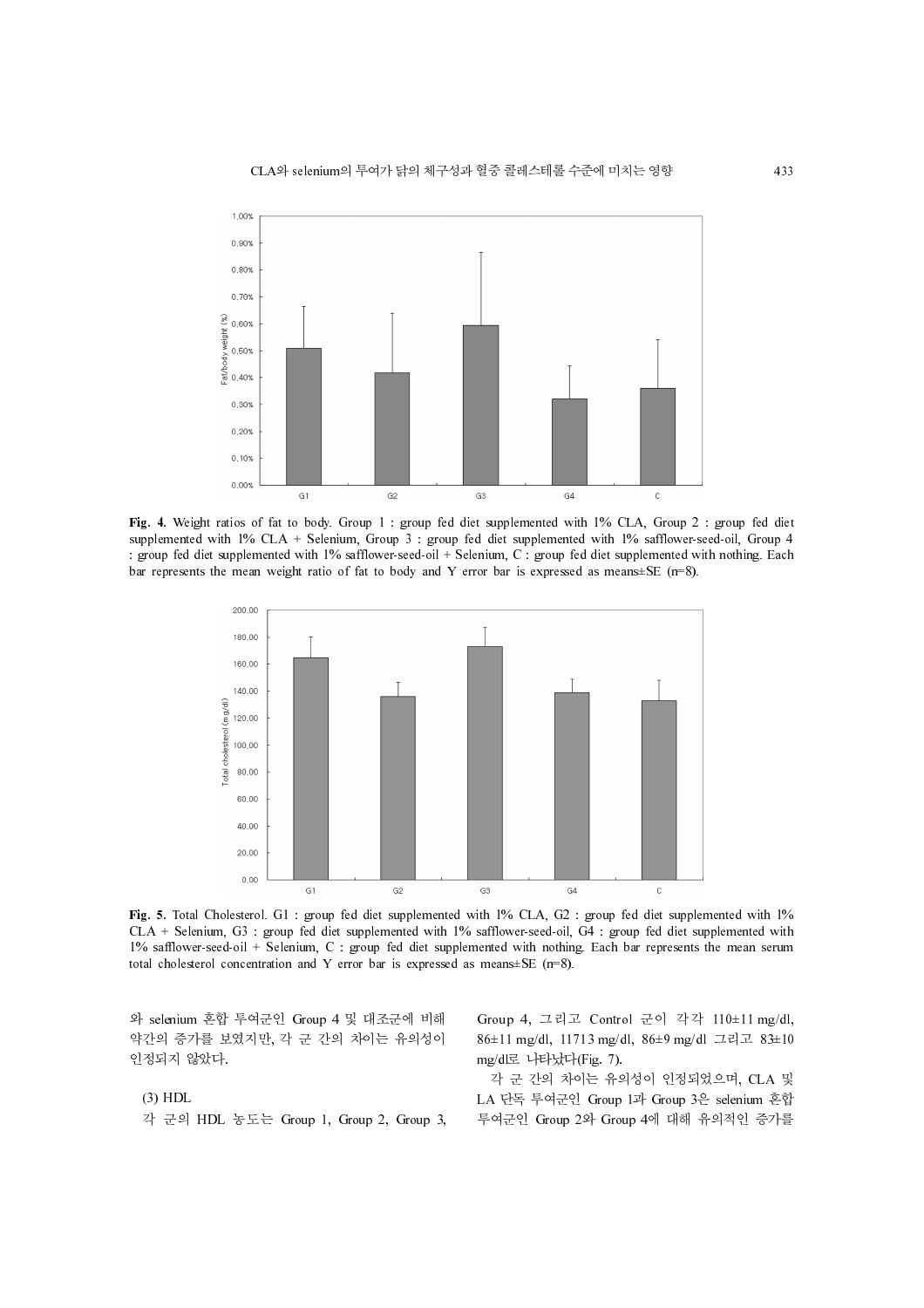Fig. 4. Weight ratios of fat to body. Group 1 : group fed diet supplemented with 1% CLA, Group 2 : group fed diet supplemented with 1% CLA + Selenium, Group 3 : group fed diet supplemented with 1% safflower-seed-oil, Group 4 : group fed diet supplemented with 1% safflower-seed-oil + Selenium, C : group fed diet supplemented with nothing. Each bar represents the mean weight ratio of fat to body and Y error bar is expressed as means±SE (n=8).

Fig. 5. Total Cholesterol. G1 : group fed diet supplemented with 1% CLA, G2 : group fed diet supplemented with 1% CLA + Selenium, G3 : group fed diet supplemented with 1% safflower-seed-oil, G4 : group fed diet supplemented with 1% safflower-seed-oil + Selenium, C : group fed diet supplemented with nothing. Each bar represents the mean serum total cholesterol concentration and Y error bar is expressed as means±SE (n=8).

와 selenium 혼합 투여군인 Group 4 및 대조군에 비해 약간의 증가를 보였지만, 각 군 간의 차이는 유의성이 인정되지 않았다.

(3) HDL

각 군의 HDL 농도는 Group 1, Group 2, Group 3, Group 4, 그리고 Control 군이 각각 110±11 mg/dl, 86±11 mg/dl, 117±13 mg/dl, 86±9 mg/dl 그리고 83±10 mg/dl로 나타났다(Fig. 7).

각 군 간의 차이는 유의성이 인정되었으며, CLA 및 LA 단독 투여군인 Group 1과 Group 3은 selenium 혼합 투여군인 Group 2와 Group 4에 대해 유의적인 증가를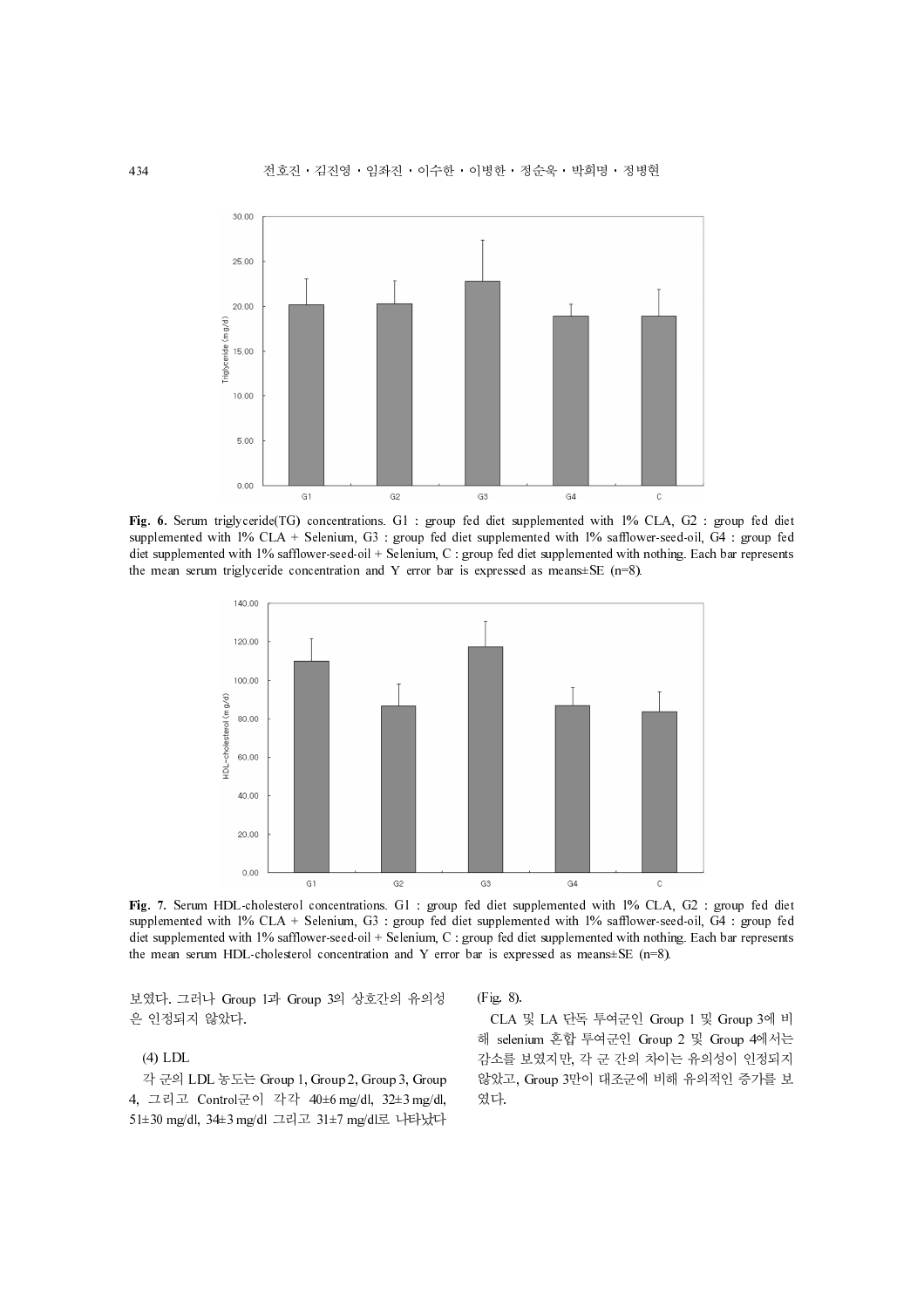**Fig. 6.** Serum triglyceride(TG) concentrations. G1 : group fed diet supplemented with 1% CLA, G2 : group fed diet supplemented with 1% CLA + Selenium, G3 : group fed diet supplemented with 1% safflower-seed-oil, G4 : group fed diet supplemented with 1% safflower-seed-oil + Selenium, C : group fed diet supplemented with nothing. Each bar represents the mean serum triglyceride concentration and Y error bar is expressed as means±SE (n=8).

**Fig. 7.** Serum HDL-cholesterol concentrations. G1 : group fed diet supplemented with 1% CLA, G2 : group fed diet supplemented with 1% CLA + Selenium, G3 : group fed diet supplemented with 1% safflower-seed-oil, G4 : group fed diet supplemented with 1% safflower-seed-oil + Selenium, C : group fed diet supplemented with nothing. Each bar represents the mean serum HDL-cholesterol concentration and Y error bar is expressed as means±SE (n=8).

보였다. 그러나 Group 1과 Group 3의 상호간의 유의성은 인정되지 않았다.

(4) LDL

각 군의 LDL 농도는 Group 1, Group 2, Group 3, Group 4, 그리고 Control군이 각각 40±6 mg/dl, 32±3 mg/dl, 51±30 mg/dl, 34±3 mg/dl 그리고 31±7 mg/dl로 나타났다 (Fig. 8).

CLA 및 LA 단독 투여군인 Group 1 및 Group 3에 비해 selenium 혼합 투여군인 Group 2 및 Group 4에서는 감소를 보였지만, 각 군 간의 차이는 유의성이 인정되지 않았고, Group 3만이 대조군에 비해 유의적인 증가를 보였다.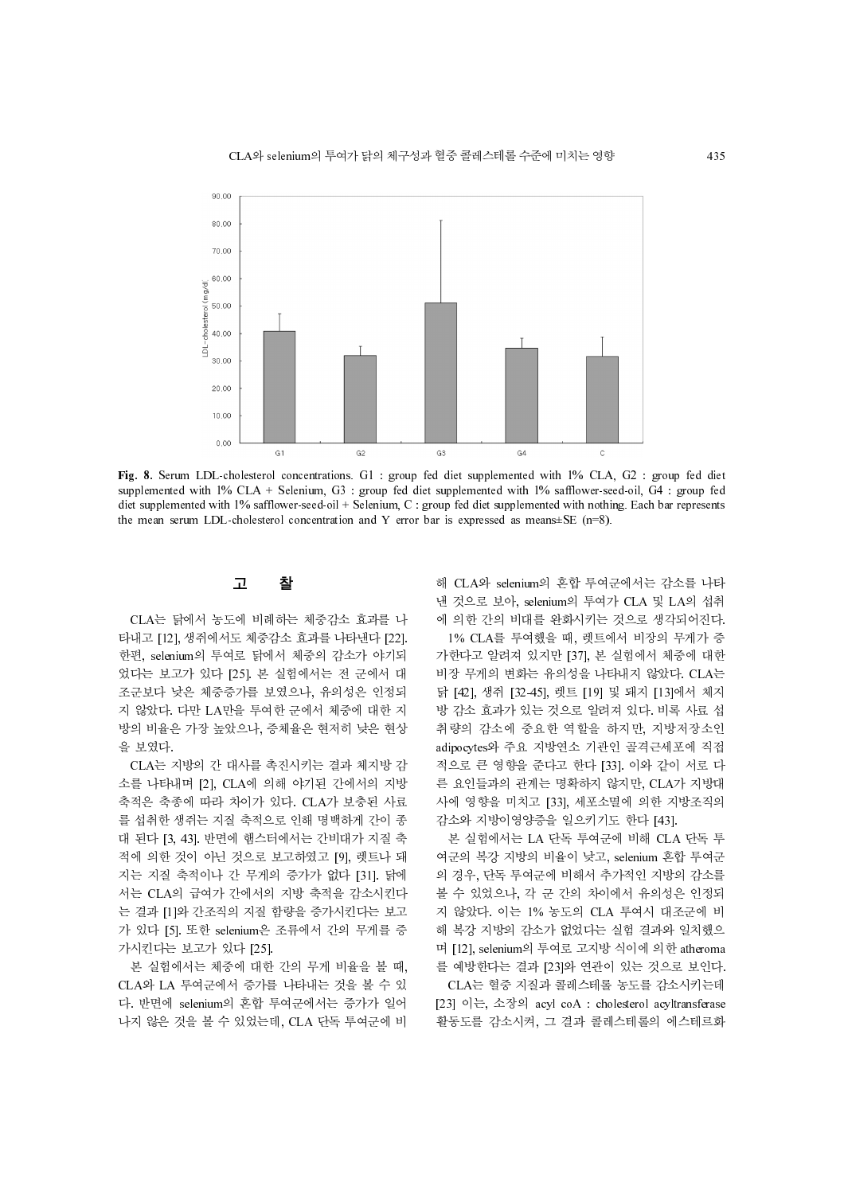**Fig. 8.** Serum LDL-cholesterol concentrations. G1 : group fed diet supplemented with 1% CLA, G2 : group fed diet supplemented with 1% CLA + Selenium, G3 : group fed diet supplemented with 1% safflower-seed-oil, G4 : group fed diet supplemented with 1% safflower-seed-oil + Selenium, C : group fed diet supplemented with nothing. Each bar represents the mean serum LDL-cholesterol concentration and Y error bar is expressed as means±SE (n=8).

## 고 찰

CLA는 닭에서 농도에 비례하는 체중감소 효과를 나타내고 [12], 생쥐에서도 체중감소 효과를 나타낸다 [22]. 한편, selenium의 투여로 닭에서 체중의 감소가 야기되었다는 보고가 있다 [25]. 본 실험에서는 전 군에서 대조군보다 낮은 체중증가를 보였으나, 유의성은 인정되지 않았다. 다만 LA만을 투여한 군에서 체중에 대한 지방의 비율은 가장 높았으나, 증체율은 현저히 낮은 현상을 보였다.

CLA는 지방의 간 대사를 촉진시키는 결과 체지방 감소를 나타내며 [2], CLA에 의해 야기된 간에서의 지방 축적은 축종에 따라 차이가 있다. CLA가 보충된 사료를 섭취한 생쥐는 지질 축적으로 인해 명백하게 간이 종대 된다 [3, 43]. 반면에 햄스터에서는 간비대가 지질 축적에 의한 것이 아닌 것으로 보고하였고 [9], 렛트나 돼지는 지질 축적이나 간 무게의 증가가 없다 [31]. 닭에서는 CLA의 급여가 간에서의 지방 축적을 감소시킨다는 결과 [1]와 간조직의 지질 함량을 증가시킨다는 보고가 있다 [5]. 또한 selenium은 조류에서 간의 무게를 증가시킨다는 보고가 있다 [25].

본 실험에서는 체중에 대한 간의 무게 비율을 볼 때, CLA와 LA 투여군에서 증가를 나타내는 것을 볼 수 있다. 반면에 selenium의 혼합 투여군에서는 증가가 일어나지 않은 것을 볼 수 있었는데, CLA 단독 투여군에 비해 CLA와 selenium의 혼합 투여군에서는 감소를 나타낸 것으로 보아, selenium의 투여가 CLA 및 LA의 섭취에 의한 간의 비대를 완화시키는 것으로 생각되어진다.

1% CLA를 투여했을 때, 렛트에서 비장의 무게가 증가한다고 알려져 있지만 [37], 본 실험에서 체중에 대한 비장 무게의 변화는 유의성을 나타내지 않았다. CLA는 닭 [42], 생쥐 [32-45], 렛트 [19] 및 돼지 [13]에서 체지방 감소 효과가 있는 것으로 알려져 있다. 비록 사료 섭취량의 감소에 중요한 역할을 하지만, 지방저장소인 adipocytes와 주요 지방연소 기관인 골격근세포에 직접적으로 큰 영향을 준다고 한다 [33]. 이와 같이 서로 다른 요인들과의 관계는 명확하지 않지만, CLA가 지방대사에 영향을 미치고 [33], 세포소멸에 의한 지방조직의 감소와 지방이영양증을 일으키기도 한다 [43].

본 실험에서는 LA 단독 투여군에 비해 CLA 단독 투여군의 복강 지방의 비율이 낮고, selenium 혼합 투여군의 경우, 단독 투여군에 비해서 추가적인 지방의 감소를 볼 수 있었으나, 각 군 간의 차이에서 유의성은 인정되지 않았다. 이는 1% 농도의 CLA 투여시 대조군에 비해 복강 지방의 감소가 없었다는 실험 결과와 일치했으며 [12], selenium의 투여로 고지방 식이에 의한 atheroma를 예방한다는 결과 [23]와 연관이 있는 것으로 보인다.

CLA는 혈중 지질과 콜레스테롤 농도를 감소시키는데 [23] 이는, 소장의 acyl coA : cholesterol acyltransferase 활동도를 감소시켜, 그 결과 콜레스테롤의 에스테르화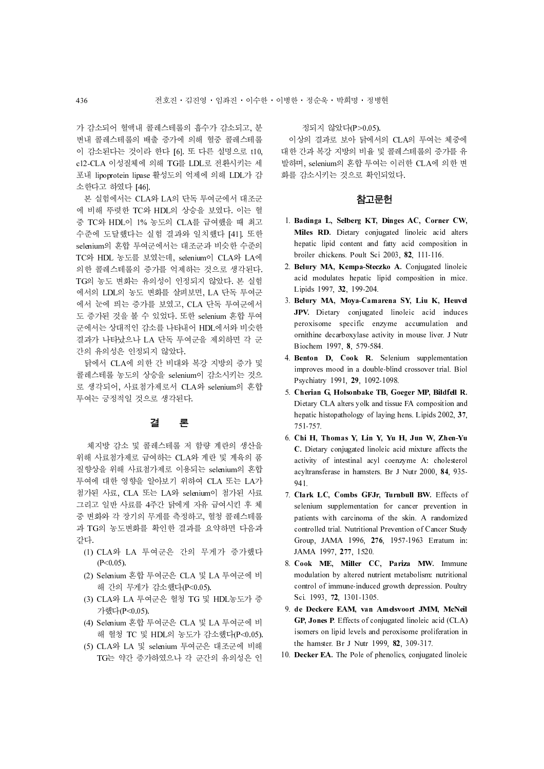가 감소되어 혈액내 콜레스테롤의 흡수가 감소되고, 분변내 콜레스테롤의 배출 증가에 의해 혈중 콜레스테롤이 감소된다는 것이라 한다 [6]. 또 다른 설명으로 t10, c12-CLA 이성질체에 의해 TG를 LDL로 전환시키는 세포내 lipoprotein lipase 활성도의 억제에 의해 LDL가 감소한다고 하였다 [46].

본 실험에서는 CLA와 LA의 단독 투여군에서 대조군에 비해 뚜렷한 TC와 HDL의 상승을 보였다. 이는 혈중 TC와 HDL이 1% 농도의 CLA를 급여했을 때 최고 수준에 도달했다는 실험 결과와 일치했다 [41]. 또한 selenium의 혼합 투여군에서는 대조군과 비슷한 수준의 TC와 HDL 농도를 보였는데, selenium이 CLA와 LA에 의한 콜레스테롤의 증가를 억제하는 것으로 생각된다. TG의 농도 변화는 유의성이 인정되지 않았다. 본 실험에서의 LDL의 농도 변화를 살펴보면, LA 단독 투여군에서 눈에 띄는 증가를 보였고, CLA 단독 투여군에서도 증가된 것을 볼 수 있었다. 또한 selenium 혼합 투여군에서는 상대적인 감소를 나타내어 HDL에서와 비슷한 결과가 나타났으나 LA 단독 투여군을 제외하면 각 군간의 유의성은 인정되지 않았다.

닭에서 CLA에 의한 간 비대와 복강 지방의 증가 및 콜레스테롤 농도의 상승을 selenium이 감소시키는 것으로 생각되어, 사료첨가제로서 CLA와 selenium의 혼합 투여는 긍정적일 것으로 생각된다.

## 결 론

체지방 감소 및 콜레스테롤 저 함량 계란의 생산을 위해 사료첨가제로 급여하는 CLA와 계란 및 계육의 품질향상을 위해 사료첨가제로 이용되는 selenium의 혼합 투여에 대한 영향을 알아보기 위하여 CLA 또는 LA가 첨가된 사료, CLA 또는 LA와 selenium이 첨가된 사료 그리고 일반 사료를 4주간 닭에게 자유 급여시킨 후 체중 변화와 각 장기의 무게를 측정하고, 혈청 콜레스테롤과 TG의 농도변화를 확인한 결과를 요약하면 다음과 같다.

(1) CLA와 LA 투여군은 간의 무게가 증가했다 ($P<0.05$).

(2) Selenium 혼합 투여군은 CLA 및 LA 투여군에 비해 간의 무게가 감소했다($P<0.05$).

(3) CLA와 LA 투여군은 혈청 TG 및 HDL농도가 증가했다($P<0.05$).

(4) Selenium 혼합 투여군은 CLA 및 LA 투여군에 비해 혈청 TC 및 HDL의 농도가 감소했다($P<0.05$).

(5) CLA와 LA 및 selenium 투여군은 대조군에 비해 TG는 약간 증가하였으나 각 군간의 유의성은 인정되지 않았다($P>0.05$).

이상의 결과로 보아 닭에서의 CLA의 투여는 체중에 대한 간과 복강 지방의 비율 및 콜레스테롤의 증가를 유발하며, selenium의 혼합 투여는 이러한 CLA에 의한 변화를 감소시키는 것으로 확인되었다.

## 참고문헌

1. **Badinga L, Selberg KT, Dinges AC, Corner CW, Miles RD.** Dietary conjugated linoleic acid alters hepatic lipid content and fatty acid composition in broiler chickens. Poult Sci 2003, **82**, 111-116.
2. **Belury MA, Kempa-Steczko A.** Conjugated linoleic acid modulates hepatic lipid composition in mice. Lipids 1997, **32**, 199-204.
3. **Belury MA, Moya-Camarena SY, Liu K, Heuvel JPV.** Dietary conjugated linoleic acid induces peroxisome specific enzyme accumulation and ornithine decarboxylase activity in mouse liver. J Nutr Biochem 1997, **8**, 579-584.
4. **Benton D, Cook R.** Selenium supplementation improves mood in a double-blind crossover trial. Biol Psychiatry 1991, **29**, 1092-1098.
5. **Cherian G, Holsonbake TB, Goeger MP, Bildfell R.** Dietary CLA alters yolk and tissue FA composition and hepatic histopathology of laying hens. Lipids 2002, **37**, 751-757.
6. **Chi H, Thomas Y, Lin Y, Yu H, Jun W, Zhen-Yu C.** Dietary conjugated linoleic acid mixture affects the activity of intestinal acyl coenzyme A: cholesterol acyltransferase in hamsters. Br J Nutr 2000, **84**, 935-941.
7. **Clark LC, Combs GFJr, Turnbull BW.** Effects of selenium supplementation for cancer prevention in patients with carcinoma of the skin. A randomized controlled trial. Nutritional Prevention of Cancer Study Group, JAMA 1996, **276**, 1957-1963 Erratum in: JAMA 1997, **277**, 1520.
8. **Cook ME, Miller CC, Pariza MW.** Immune modulation by altered nutrient metabolism: nutritional control of immune-induced growth depression. Poultry Sci. 1993, **72**, 1301-1305.
9. **de Deckere EAM, van Amelsvoort JMM, McNeil GP, Jones P.** Effects of conjugated linoleic acid (CLA) isomers on lipid levels and peroxisome proliferation in the hamster. Br J Nutr 1999, **82**, 309-317.
10. **Decker EA.** The Pole of phenolics, conjugated linoleic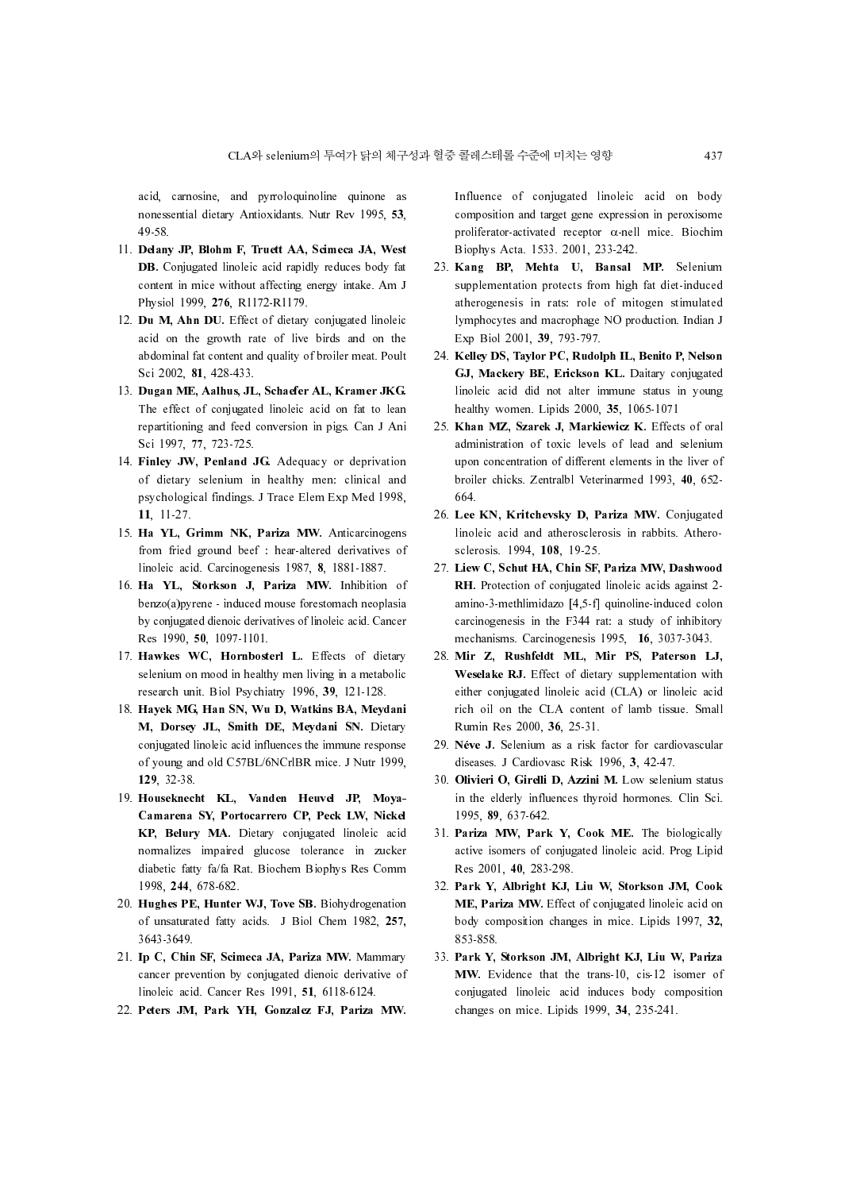acid, carnosine, and pyrroloquinoline quinone as nonessential dietary Antioxidants. Nutr Rev 1995, **53**, 49-58.

11. **Delany JP, Blohm F, Truett AA, Scimeca JA, West DB.** Conjugated linoleic acid rapidly reduces body fat content in mice without affecting energy intake. Am J Physiol 1999, **276**, R1172-R1179.
12. **Du M, Ahn DU.** Effect of dietary conjugated linoleic acid on the growth rate of live birds and on the abdominal fat content and quality of broiler meat. Poult Sci 2002, **81**, 428-433.
13. **Dugan ME, Aalhus, JL, Schaefer AL, Kramer JKG.** The effect of conjugated linoleic acid on fat to lean repartitioning and feed conversion in pigs. Can J Ani Sci 1997, **77**, 723-725.
14. **Finley JW, Penland JG.** Adequacy or deprivation of dietary selenium in healthy men: clinical and psychological findings. J Trace Elem Exp Med 1998, **11**, 11-27.
15. **Ha YL, Grimm NK, Pariza MW.** Anticarcinogens from fried ground beef : hear-altered derivatives of linoleic acid. Carcinogenesis 1987, **8**, 1881-1887.
16. **Ha YL, Storkson J, Pariza MW.** Inhibition of benzo(a)pyrene - induced mouse forestomach neoplasia by conjugated dienoic derivatives of linoleic acid. Cancer Res 1990, **50**, 1097-1101.
17. **Hawkes WC, Hornbosterl L.** Effects of dietary selenium on mood in healthy men living in a metabolic research unit. Biol Psychiatry 1996, **39**, 121-128.
18. **Hayek MG, Han SN, Wu D, Watkins BA, Meydani M, Dorsey JL, Smith DE, Meydani SN.** Dietary conjugated linoleic acid influences the immune response of young and old C57BL/6NCrlBR mice. J Nutr 1999, **129**, 32-38.
19. **Houseknecht KL, Vanden Heuvel JP, Moya-Camarena SY, Portocarrero CP, Peck LW, Nickel KP, Belury MA.** Dietary conjugated linoleic acid normalizes impaired glucose tolerance in zucker diabetic fatty fa/fa Rat. Biochem Biophys Res Comm 1998, **244**, 678-682.
20. **Hughes PE, Hunter WJ, Tove SB.** Biohydrogenation of unsaturated fatty acids. J Biol Chem 1982, **257**, 3643-3649.
21. **Ip C, Chin SF, Scimeca JA, Pariza MW.** Mammary cancer prevention by conjugated dienoic derivative of linoleic acid. Cancer Res 1991, **51**, 6118-6124.
22. **Peters JM, Park YH, Gonzalez FJ, Pariza MW.** Influence of conjugated linoleic acid on body composition and target gene expression in peroxisome proliferator-activated receptor $\alpha$-nell mice. Biochim Biophys Acta. 1533. 2001, 233-242.
23. **Kang BP, Mehta U, Bansal MP.** Selenium supplementation protects from high fat diet-induced atherogenesis in rats: role of mitogen stimulated lymphocytes and macrophage NO production. Indian J Exp Biol 2001, **39**, 793-797.
24. **Kelley DS, Taylor PC, Rudolph IL, Benito P, Nelson GJ, Mackery BE, Erickson KL.** Daitary conjugated linoleic acid did not alter immune status in young healthy women. Lipids 2000, **35**, 1065-1071
25. **Khan MZ, Szarek J, Markiewicz K.** Effects of oral administration of toxic levels of lead and selenium upon concentration of different elements in the liver of broiler chicks. Zentralbl Veterinarmed 1993, **40**, 652-664.
26. **Lee KN, Kritchevsky D, Pariza MW.** Conjugated linoleic acid and atherosclerosis in rabbits. Atherosclerosis. 1994, **108**, 19-25.
27. **Liew C, Schut HA, Chin SF, Pariza MW, Dashwood RH.** Protection of conjugated linoleic acids against 2-amino-3-methlimidazo [4,5-f] quinoline-induced colon carcinogenesis in the F344 rat: a study of inhibitory mechanisms. Carcinogenesis 1995, **16**, 3037-3043.
28. **Mir Z, Rushfeldt ML, Mir PS, Paterson LJ, Weselake RJ.** Effect of dietary supplementation with either conjugated linoleic acid (CLA) or linoleic acid rich oil on the CLA content of lamb tissue. Small Rumin Res 2000, **36**, 25-31.
29. **Néve J.** Selenium as a risk factor for cardiovascular diseases. J Cardiovasc Risk 1996, **3**, 42-47.
30. **Olivieri O, Girelli D, Azzini M.** Low selenium status in the elderly influences thyroid hormones. Clin Sci. 1995, **89**, 637-642.
31. **Pariza MW, Park Y, Cook ME.** The biologically active isomers of conjugated linoleic acid. Prog Lipid Res 2001, **40**, 283-298.
32. **Park Y, Albright KJ, Liu W, Storkson JM, Cook ME, Pariza MW.** Effect of conjugated linoleic acid on body composition changes in mice. Lipids 1997, **32**, 853-858.
33. **Park Y, Storkson JM, Albright KJ, Liu W, Pariza MW.** Evidence that the trans-10, cis-12 isomer of conjugated linoleic acid induces body composition changes on mice. Lipids 1999, **34**, 235-241.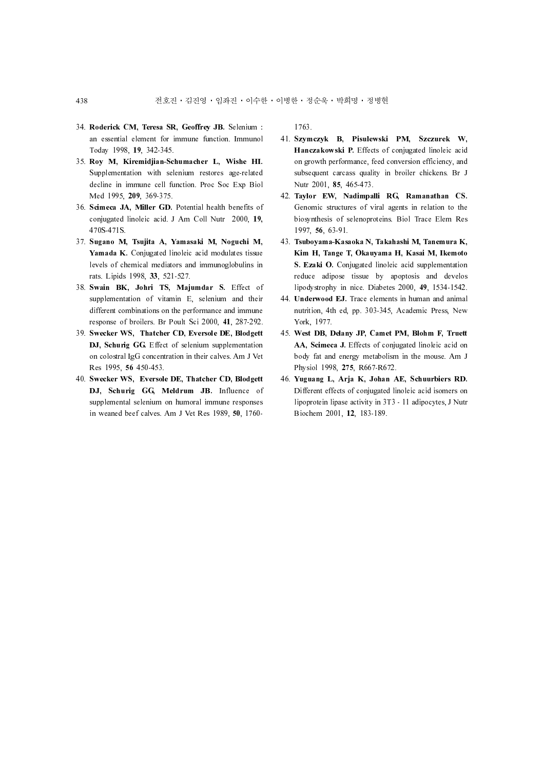34. **Roderick CM, Teresa SR, Geoffrey JB.** Selenium : an essential element for immune function. Immunol Today 1998, **19**, 342-345.
35. **Roy M, Kiremidjian-Schumacher L, Wishe HI.** Supplementation with selenium restores age-related decline in immune cell function. Proc Soc Exp Biol Med 1995, **209**, 369-375.
36. **Scimeca JA, Miller GD.** Potential health benefits of conjugated linoleic acid. J Am Coll Nutr 2000, **19**, 470S-471S.
37. **Sugano M, Tsujita A, Yamasaki M, Noguchi M, Yamada K.** Conjugated linoleic acid modulates tissue levels of chemical mediators and immunoglobulins in rats. Lipids 1998, **33**, 521-527.
38. **Swain BK, Johri TS, Majumdar S.** Effect of supplementation of vitamin E, selenium and their different combinations on the performance and immune response of broilers. Br Poult Sci 2000, **41**, 287-292.
39. **Swecker WS, Thatcher CD, Eversole DE, Blodgett DJ, Schurig GG.** Effect of selenium supplementation on colostral IgG concentration in their calves. Am J Vet Res 1995, **56** 450-453.
40. **Swecker WS, Eversole DE, Thatcher CD, Blodgett DJ, Schurig GG, Meldrum JB.** Influence of supplemental selenium on humoral immune responses in weaned beef calves. Am J Vet Res 1989, **50**, 1760-1763.
41. **Szymczyk B, Pisulewski PM, Szczurek W, Hanczakowski P.** Effects of conjugated linoleic acid on growth performance, feed conversion efficiency, and subsequent carcass quality in broiler chickens. Br J Nutr 2001, **85**, 465-473.
42. **Taylor EW, Nadimpalli RG, Ramanathan CS.** Genomic structures of viral agents in relation to the biosynthesis of selenoproteins. Biol Trace Elem Res 1997, **56**, 63-91.
43. **Tsuboyama-Kasaoka N, Takahashi M, Tanemura K, Kim H, Tange T, Okauyama H, Kasai M, Ikemoto S. Ezaki O.** Conjugated linoleic acid supplementation reduce adipose tissue by apoptosis and develos lipodystrophy in nice. Diabetes 2000, **49**, 1534-1542.
44. **Underwood EJ.** Trace elements in human and animal nutrition, 4th ed, pp. 303-345, Academic Press, New York, 1977.
45. **West DB, Delany JP, Camet PM, Blohm F, Truett AA, Scimeca J.** Effects of conjugated linoleic acid on body fat and energy metabolism in the mouse. Am J Physiol 1998, **275**, R667-R672.
46. **Yuguang L, Arja K, Johan AE, Schuurbiers RD.** Different effects of conjugated linoleic acid isomers on lipoprotein lipase activity in 3T3 - 11 adipocytes, J Nutr Biochem 2001, **12**, 183-189.